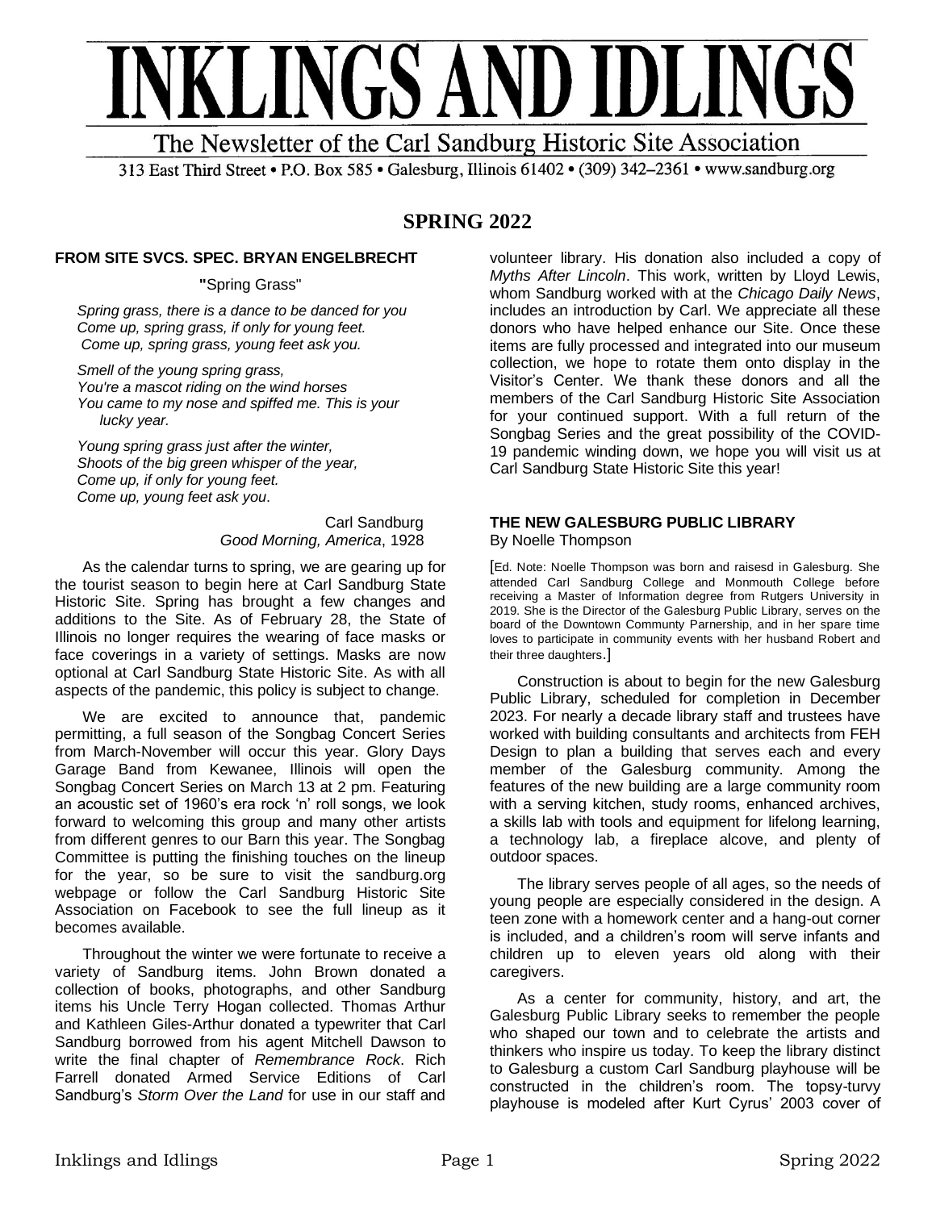# INKLINGS AND IDLINGS

The Newsletter of the Carl Sandburg Historic Site Association

313 East Third Street • P.O. Box 585 • Galesburg, Illinois 61402 • (309) 342–2361 • www.sandburg.org

## SPRING 2022

### FROM SITE SVCS. SPEC. BRYAN ENGELBRECHT

**"**Spring Grass"

*Spring grass, there is a dance to be danced for you*
*Come up, spring grass, if only for young feet.*
*Come up, spring grass, young feet ask you.*

*Smell of the young spring grass,*
*You're a mascot riding on the wind horses*
*You came to my nose and spiffed me. This is your lucky year.*

*Young spring grass just after the winter,*
*Shoots of the big green whisper of the year,*
*Come up, if only for young feet.*
*Come up, young feet ask you*.

Carl Sandburg
*Good Morning, America*, 1928

As the calendar turns to spring, we are gearing up for the tourist season to begin here at Carl Sandburg State Historic Site. Spring has brought a few changes and additions to the Site. As of February 28, the State of Illinois no longer requires the wearing of face masks or face coverings in a variety of settings. Masks are now optional at Carl Sandburg State Historic Site. As with all aspects of the pandemic, this policy is subject to change.

We are excited to announce that, pandemic permitting, a full season of the Songbag Concert Series from March-November will occur this year. Glory Days Garage Band from Kewanee, Illinois will open the Songbag Concert Series on March 13 at 2 pm. Featuring an acoustic set of 1960's era rock 'n' roll songs, we look forward to welcoming this group and many other artists from different genres to our Barn this year. The Songbag Committee is putting the finishing touches on the lineup for the year, so be sure to visit the sandburg.org webpage or follow the Carl Sandburg Historic Site Association on Facebook to see the full lineup as it becomes available.

Throughout the winter we were fortunate to receive a variety of Sandburg items. John Brown donated a collection of books, photographs, and other Sandburg items his Uncle Terry Hogan collected. Thomas Arthur and Kathleen Giles-Arthur donated a typewriter that Carl Sandburg borrowed from his agent Mitchell Dawson to write the final chapter of *Remembrance Rock*. Rich Farrell donated Armed Service Editions of Carl Sandburg's *Storm Over the Land* for use in our staff and volunteer library. His donation also included a copy of *Myths After Lincoln*. This work, written by Lloyd Lewis, whom Sandburg worked with at the *Chicago Daily News*, includes an introduction by Carl. We appreciate all these donors who have helped enhance our Site. Once these items are fully processed and integrated into our museum collection, we hope to rotate them onto display in the Visitor's Center. We thank these donors and all the members of the Carl Sandburg Historic Site Association for your continued support. With a full return of the Songbag Series and the great possibility of the COVID-19 pandemic winding down, we hope you will visit us at Carl Sandburg State Historic Site this year!

### THE NEW GALESBURG PUBLIC LIBRARY

By Noelle Thompson

[Ed. Note: Noelle Thompson was born and raisesd in Galesburg. She attended Carl Sandburg College and Monmouth College before receiving a Master of Information degree from Rutgers University in 2019. She is the Director of the Galesburg Public Library, serves on the board of the Downtown Communty Parnership, and in her spare time loves to participate in community events with her husband Robert and their three daughters.]

Construction is about to begin for the new Galesburg Public Library, scheduled for completion in December 2023. For nearly a decade library staff and trustees have worked with building consultants and architects from FEH Design to plan a building that serves each and every member of the Galesburg community. Among the features of the new building are a large community room with a serving kitchen, study rooms, enhanced archives, a skills lab with tools and equipment for lifelong learning, a technology lab, a fireplace alcove, and plenty of outdoor spaces.

The library serves people of all ages, so the needs of young people are especially considered in the design. A teen zone with a homework center and a hang-out corner is included, and a children's room will serve infants and children up to eleven years old along with their caregivers.

As a center for community, history, and art, the Galesburg Public Library seeks to remember the people who shaped our town and to celebrate the artists and thinkers who inspire us today. To keep the library distinct to Galesburg a custom Carl Sandburg playhouse will be constructed in the children's room. The topsy-turvy playhouse is modeled after Kurt Cyrus' 2003 cover of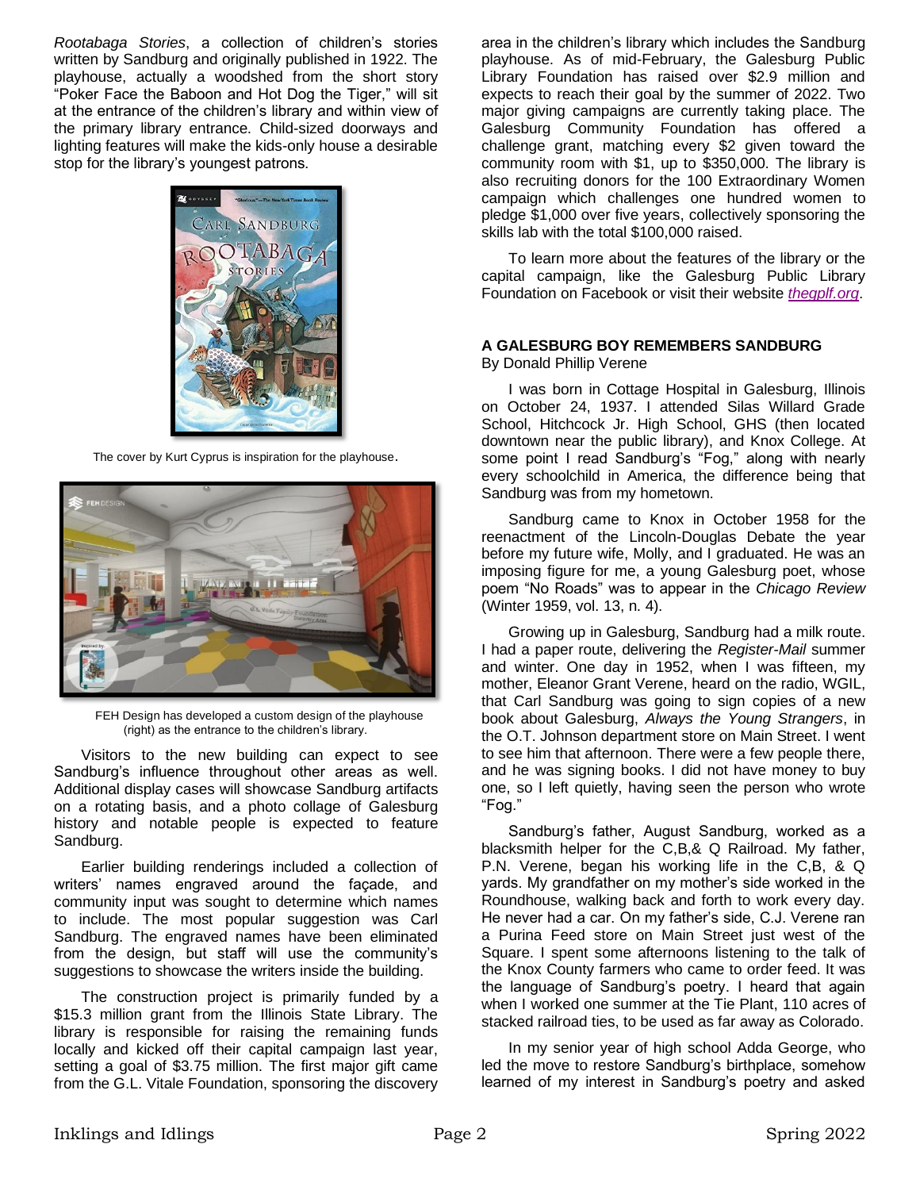*Rootabaga Stories*, a collection of children's stories written by Sandburg and originally published in 1922. The playhouse, actually a woodshed from the short story "Poker Face the Baboon and Hot Dog the Tiger," will sit at the entrance of the children's library and within view of the primary library entrance. Child-sized doorways and lighting features will make the kids-only house a desirable stop for the library's youngest patrons.

The cover by Kurt Cyprus is inspiration for the playhouse.

FEH Design has developed a custom design of the playhouse (right) as the entrance to the children's library.

Visitors to the new building can expect to see Sandburg's influence throughout other areas as well. Additional display cases will showcase Sandburg artifacts on a rotating basis, and a photo collage of Galesburg history and notable people is expected to feature Sandburg.

Earlier building renderings included a collection of writers' names engraved around the façade, and community input was sought to determine which names to include. The most popular suggestion was Carl Sandburg. The engraved names have been eliminated from the design, but staff will use the community's suggestions to showcase the writers inside the building.

The construction project is primarily funded by a $15.3 million grant from the Illinois State Library. The library is responsible for raising the remaining funds locally and kicked off their capital campaign last year, setting a goal of $3.75 million. The first major gift came from the G.L. Vitale Foundation, sponsoring the discovery area in the children's library which includes the Sandburg playhouse. As of mid-February, the Galesburg Public Library Foundation has raised over $2.9 million and expects to reach their goal by the summer of 2022. Two major giving campaigns are currently taking place. The Galesburg Community Foundation has offered a challenge grant, matching every $2 given toward the community room with $1, up to $350,000. The library is also recruiting donors for the 100 Extraordinary Women campaign which challenges one hundred women to pledge $1,000 over five years, collectively sponsoring the skills lab with the total $100,000 raised.

To learn more about the features of the library or the capital campaign, like the Galesburg Public Library Foundation on Facebook or visit their website *thegplf.org*.

## A GALESBURG BOY REMEMBERS SANDBURG

By Donald Phillip Verene

I was born in Cottage Hospital in Galesburg, Illinois on October 24, 1937. I attended Silas Willard Grade School, Hitchcock Jr. High School, GHS (then located downtown near the public library), and Knox College. At some point I read Sandburg's "Fog," along with nearly every schoolchild in America, the difference being that Sandburg was from my hometown.

Sandburg came to Knox in October 1958 for the reenactment of the Lincoln-Douglas Debate the year before my future wife, Molly, and I graduated. He was an imposing figure for me, a young Galesburg poet, whose poem "No Roads" was to appear in the *Chicago Review* (Winter 1959, vol. 13, n. 4).

Growing up in Galesburg, Sandburg had a milk route. I had a paper route, delivering the *Register-Mail* summer and winter. One day in 1952, when I was fifteen, my mother, Eleanor Grant Verene, heard on the radio, WGIL, that Carl Sandburg was going to sign copies of a new book about Galesburg, *Always the Young Strangers*, in the O.T. Johnson department store on Main Street. I went to see him that afternoon. There were a few people there, and he was signing books. I did not have money to buy one, so I left quietly, having seen the person who wrote "Fog."

Sandburg's father, August Sandburg, worked as a blacksmith helper for the C,B,& Q Railroad. My father, P.N. Verene, began his working life in the C,B, & Q yards. My grandfather on my mother's side worked in the Roundhouse, walking back and forth to work every day. He never had a car. On my father's side, C.J. Verene ran a Purina Feed store on Main Street just west of the Square. I spent some afternoons listening to the talk of the Knox County farmers who came to order feed. It was the language of Sandburg's poetry. I heard that again when I worked one summer at the Tie Plant, 110 acres of stacked railroad ties, to be used as far away as Colorado.

In my senior year of high school Adda George, who led the move to restore Sandburg's birthplace, somehow learned of my interest in Sandburg's poetry and asked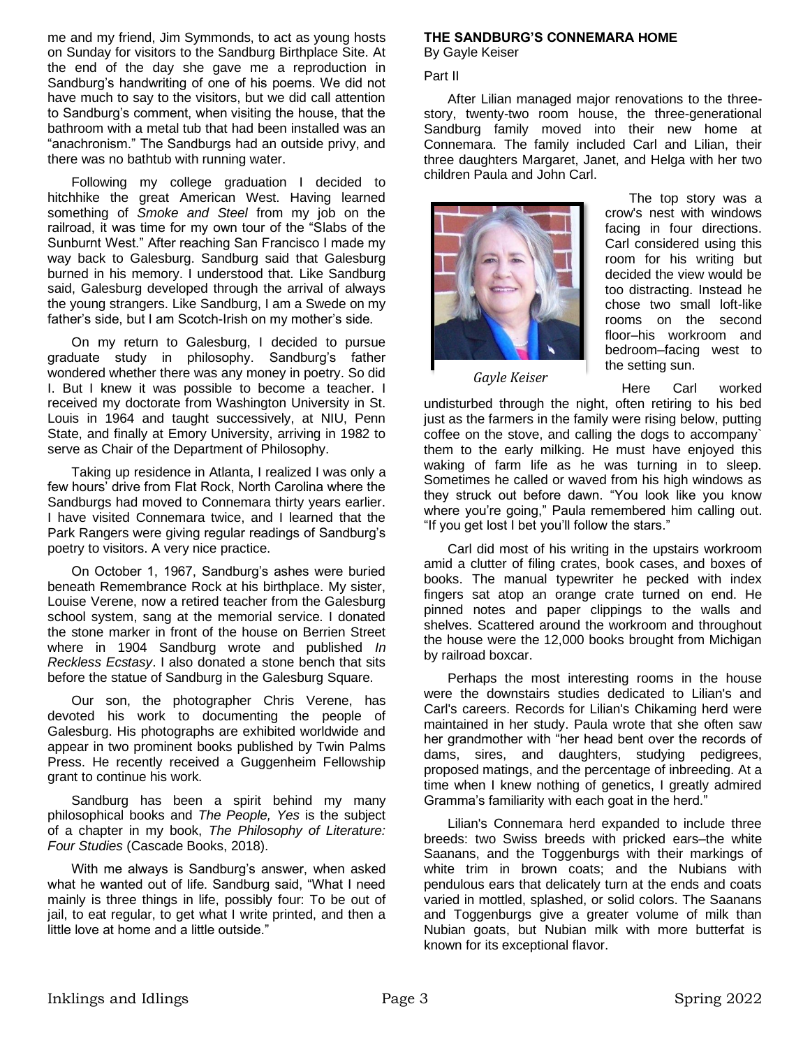me and my friend, Jim Symmonds, to act as young hosts on Sunday for visitors to the Sandburg Birthplace Site. At the end of the day she gave me a reproduction in Sandburg's handwriting of one of his poems. We did not have much to say to the visitors, but we did call attention to Sandburg's comment, when visiting the house, that the bathroom with a metal tub that had been installed was an "anachronism." The Sandburgs had an outside privy, and there was no bathtub with running water.

Following my college graduation I decided to hitchhike the great American West. Having learned something of *Smoke and Steel* from my job on the railroad, it was time for my own tour of the "Slabs of the Sunburnt West." After reaching San Francisco I made my way back to Galesburg. Sandburg said that Galesburg burned in his memory. I understood that. Like Sandburg said, Galesburg developed through the arrival of always the young strangers. Like Sandburg, I am a Swede on my father's side, but I am Scotch-Irish on my mother's side.

On my return to Galesburg, I decided to pursue graduate study in philosophy. Sandburg's father wondered whether there was any money in poetry. So did I. But I knew it was possible to become a teacher. I received my doctorate from Washington University in St. Louis in 1964 and taught successively, at NIU, Penn State, and finally at Emory University, arriving in 1982 to serve as Chair of the Department of Philosophy.

Taking up residence in Atlanta, I realized I was only a few hours' drive from Flat Rock, North Carolina where the Sandburgs had moved to Connemara thirty years earlier. I have visited Connemara twice, and I learned that the Park Rangers were giving regular readings of Sandburg's poetry to visitors. A very nice practice.

On October 1, 1967, Sandburg's ashes were buried beneath Remembrance Rock at his birthplace. My sister, Louise Verene, now a retired teacher from the Galesburg school system, sang at the memorial service. I donated the stone marker in front of the house on Berrien Street where in 1904 Sandburg wrote and published *In Reckless Ecstasy*. I also donated a stone bench that sits before the statue of Sandburg in the Galesburg Square.

Our son, the photographer Chris Verene, has devoted his work to documenting the people of Galesburg. His photographs are exhibited worldwide and appear in two prominent books published by Twin Palms Press. He recently received a Guggenheim Fellowship grant to continue his work.

Sandburg has been a spirit behind my many philosophical books and *The People, Yes* is the subject of a chapter in my book, *The Philosophy of Literature: Four Studies* (Cascade Books, 2018).

With me always is Sandburg's answer, when asked what he wanted out of life. Sandburg said, "What I need mainly is three things in life, possibly four: To be out of jail, to eat regular, to get what I write printed, and then a little love at home and a little outside."

**THE SANDBURG'S CONNEMARA HOME**
By Gayle Keiser

Part II

After Lilian managed major renovations to the three-story, twenty-two room house, the three-generational Sandburg family moved into their new home at Connemara. The family included Carl and Lilian, their three daughters Margaret, Janet, and Helga with her two children Paula and John Carl.

*Gayle Keiser*

The top story was a crow's nest with windows facing in four directions. Carl considered using this room for his writing but decided the view would be too distracting. Instead he chose two small loft-like rooms on the second floor–his workroom and bedroom–facing west to the setting sun.

Here Carl worked undisturbed through the night, often retiring to his bed just as the farmers in the family were rising below, putting coffee on the stove, and calling the dogs to accompany` them to the early milking. He must have enjoyed this waking of farm life as he was turning in to sleep. Sometimes he called or waved from his high windows as they struck out before dawn. "You look like you know where you're going," Paula remembered him calling out. "If you get lost I bet you'll follow the stars."

Carl did most of his writing in the upstairs workroom amid a clutter of filing crates, book cases, and boxes of books. The manual typewriter he pecked with index fingers sat atop an orange crate turned on end. He pinned notes and paper clippings to the walls and shelves. Scattered around the workroom and throughout the house were the 12,000 books brought from Michigan by railroad boxcar.

Perhaps the most interesting rooms in the house were the downstairs studies dedicated to Lilian's and Carl's careers. Records for Lilian's Chikaming herd were maintained in her study. Paula wrote that she often saw her grandmother with "her head bent over the records of dams, sires, and daughters, studying pedigrees, proposed matings, and the percentage of inbreeding. At a time when I knew nothing of genetics, I greatly admired Gramma's familiarity with each goat in the herd."

Lilian's Connemara herd expanded to include three breeds: two Swiss breeds with pricked ears–the white Saanans, and the Toggenburgs with their markings of white trim in brown coats; and the Nubians with pendulous ears that delicately turn at the ends and coats varied in mottled, splashed, or solid colors. The Saanans and Toggenburgs give a greater volume of milk than Nubian goats, but Nubian milk with more butterfat is known for its exceptional flavor.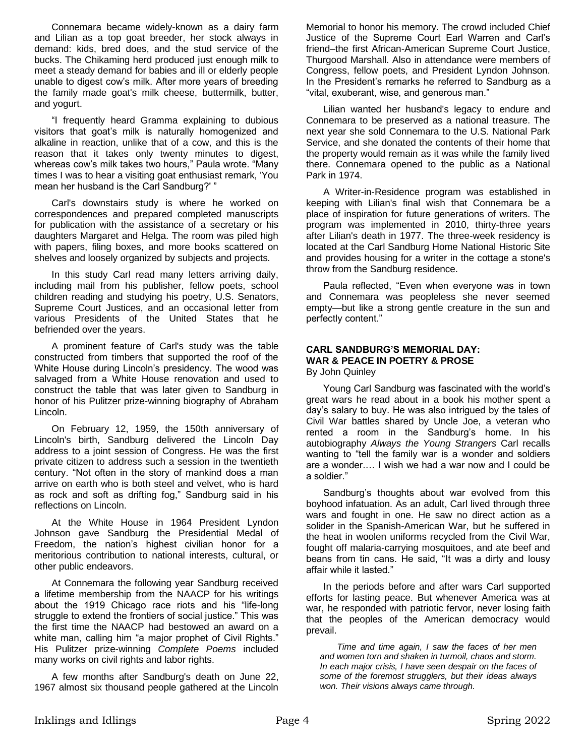Connemara became widely-known as a dairy farm and Lilian as a top goat breeder, her stock always in demand: kids, bred does, and the stud service of the bucks. The Chikaming herd produced just enough milk to meet a steady demand for babies and ill or elderly people unable to digest cow's milk. After more years of breeding the family made goat's milk cheese, buttermilk, butter, and yogurt.

"I frequently heard Gramma explaining to dubious visitors that goat's milk is naturally homogenized and alkaline in reaction, unlike that of a cow, and this is the reason that it takes only twenty minutes to digest, whereas cow's milk takes two hours," Paula wrote. "Many times I was to hear a visiting goat enthusiast remark, 'You mean her husband is the Carl Sandburg?' "

Carl's downstairs study is where he worked on correspondences and prepared completed manuscripts for publication with the assistance of a secretary or his daughters Margaret and Helga. The room was piled high with papers, filing boxes, and more books scattered on shelves and loosely organized by subjects and projects.

In this study Carl read many letters arriving daily, including mail from his publisher, fellow poets, school children reading and studying his poetry, U.S. Senators, Supreme Court Justices, and an occasional letter from various Presidents of the United States that he befriended over the years.

A prominent feature of Carl's study was the table constructed from timbers that supported the roof of the White House during Lincoln's presidency. The wood was salvaged from a White House renovation and used to construct the table that was later given to Sandburg in honor of his Pulitzer prize-winning biography of Abraham Lincoln.

On February 12, 1959, the 150th anniversary of Lincoln's birth, Sandburg delivered the Lincoln Day address to a joint session of Congress. He was the first private citizen to address such a session in the twentieth century. "Not often in the story of mankind does a man arrive on earth who is both steel and velvet, who is hard as rock and soft as drifting fog," Sandburg said in his reflections on Lincoln.

At the White House in 1964 President Lyndon Johnson gave Sandburg the Presidential Medal of Freedom, the nation's highest civilian honor for a meritorious contribution to national interests, cultural, or other public endeavors.

At Connemara the following year Sandburg received a lifetime membership from the NAACP for his writings about the 1919 Chicago race riots and his "life-long struggle to extend the frontiers of social justice." This was the first time the NAACP had bestowed an award on a white man, calling him "a major prophet of Civil Rights." His Pulitzer prize-winning *Complete Poems* included many works on civil rights and labor rights.

A few months after Sandburg's death on June 22, 1967 almost six thousand people gathered at the Lincoln Memorial to honor his memory. The crowd included Chief Justice of the Supreme Court Earl Warren and Carl's friend–the first African-American Supreme Court Justice, Thurgood Marshall. Also in attendance were members of Congress, fellow poets, and President Lyndon Johnson. In the President's remarks he referred to Sandburg as a "vital, exuberant, wise, and generous man."

Lilian wanted her husband's legacy to endure and Connemara to be preserved as a national treasure. The next year she sold Connemara to the U.S. National Park Service, and she donated the contents of their home that the property would remain as it was while the family lived there. Connemara opened to the public as a National Park in 1974.

A Writer-in-Residence program was established in keeping with Lilian's final wish that Connemara be a place of inspiration for future generations of writers. The program was implemented in 2010, thirty-three years after Lilian's death in 1977. The three-week residency is located at the Carl Sandburg Home National Historic Site and provides housing for a writer in the cottage a stone's throw from the Sandburg residence.

Paula reflected, "Even when everyone was in town and Connemara was peopleless she never seemed empty—but like a strong gentle creature in the sun and perfectly content."

### CARL SANDBURG'S MEMORIAL DAY: WAR & PEACE IN POETRY & PROSE

By John Quinley

Young Carl Sandburg was fascinated with the world's great wars he read about in a book his mother spent a day's salary to buy. He was also intrigued by the tales of Civil War battles shared by Uncle Joe, a veteran who rented a room in the Sandburg's home. In his autobiography *Always the Young Strangers* Carl recalls wanting to "tell the family war is a wonder and soldiers are a wonder.… I wish we had a war now and I could be a soldier."

Sandburg's thoughts about war evolved from this boyhood infatuation. As an adult, Carl lived through three wars and fought in one. He saw no direct action as a solider in the Spanish-American War, but he suffered in the heat in woolen uniforms recycled from the Civil War, fought off malaria-carrying mosquitoes, and ate beef and beans from tin cans. He said, "It was a dirty and lousy affair while it lasted."

In the periods before and after wars Carl supported efforts for lasting peace. But whenever America was at war, he responded with patriotic fervor, never losing faith that the peoples of the American democracy would prevail.

> *Time and time again, I saw the faces of her men and women torn and shaken in turmoil, chaos and storm. In each major crisis, I have seen despair on the faces of some of the foremost strugglers, but their ideas always won. Their visions always came through.*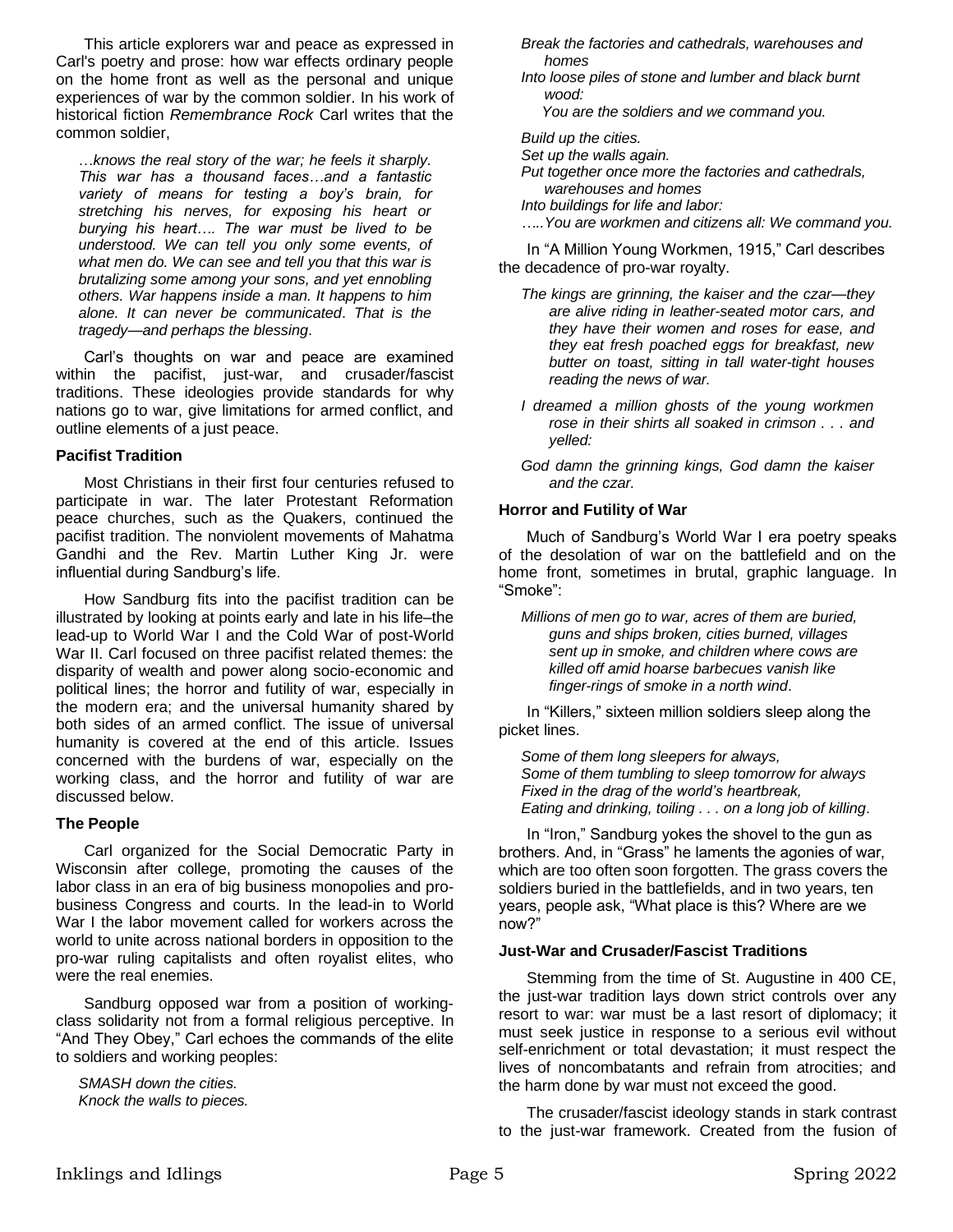This article explorers war and peace as expressed in Carl's poetry and prose: how war effects ordinary people on the home front as well as the personal and unique experiences of war by the common soldier. In his work of historical fiction *Remembrance Rock* Carl writes that the common soldier,

> *…knows the real story of the war; he feels it sharply. This war has a thousand faces…and a fantastic variety of means for testing a boy's brain, for stretching his nerves, for exposing his heart or burying his heart…. The war must be lived to be understood. We can tell you only some events, of what men do. We can see and tell you that this war is brutalizing some among your sons, and yet ennobling others. War happens inside a man. It happens to him alone. It can never be communicated. That is the tragedy—and perhaps the blessing.*

Carl's thoughts on war and peace are examined within the pacifist, just-war, and crusader/fascist traditions. These ideologies provide standards for why nations go to war, give limitations for armed conflict, and outline elements of a just peace.

### Pacifist Tradition

Most Christians in their first four centuries refused to participate in war. The later Protestant Reformation peace churches, such as the Quakers, continued the pacifist tradition. The nonviolent movements of Mahatma Gandhi and the Rev. Martin Luther King Jr. were influential during Sandburg's life.

How Sandburg fits into the pacifist tradition can be illustrated by looking at points early and late in his life–the lead-up to World War I and the Cold War of post-World War II. Carl focused on three pacifist related themes: the disparity of wealth and power along socio-economic and political lines; the horror and futility of war, especially in the modern era; and the universal humanity shared by both sides of an armed conflict. The issue of universal humanity is covered at the end of this article. Issues concerned with the burdens of war, especially on the working class, and the horror and futility of war are discussed below.

### The People

Carl organized for the Social Democratic Party in Wisconsin after college, promoting the causes of the labor class in an era of big business monopolies and pro-business Congress and courts. In the lead-in to World War I the labor movement called for workers across the world to unite across national borders in opposition to the pro-war ruling capitalists and often royalist elites, who were the real enemies.

Sandburg opposed war from a position of working-class solidarity not from a formal religious perceptive. In "And They Obey," Carl echoes the commands of the elite to soldiers and working peoples:

> *SMASH down the cities.*
> *Knock the walls to pieces.*
> *Break the factories and cathedrals, warehouses and homes*
> *Into loose piles of stone and lumber and black burnt wood:*
> *You are the soldiers and we command you.*
>
> *Build up the cities.*
> *Set up the walls again.*
> *Put together once more the factories and cathedrals, warehouses and homes*
> *Into buildings for life and labor:*
> *…..You are workmen and citizens all: We command you.*

In "A Million Young Workmen, 1915," Carl describes the decadence of pro-war royalty.

> *The kings are grinning, the kaiser and the czar—they are alive riding in leather-seated motor cars, and they have their women and roses for ease, and they eat fresh poached eggs for breakfast, new butter on toast, sitting in tall water-tight houses reading the news of war.*
>
> *I dreamed a million ghosts of the young workmen rose in their shirts all soaked in crimson . . . and yelled:*
>
> *God damn the grinning kings, God damn the kaiser and the czar.*

### Horror and Futility of War

Much of Sandburg's World War I era poetry speaks of the desolation of war on the battlefield and on the home front, sometimes in brutal, graphic language. In "Smoke":

> *Millions of men go to war, acres of them are buried, guns and ships broken, cities burned, villages sent up in smoke, and children where cows are killed off amid hoarse barbecues vanish like finger-rings of smoke in a north wind.*

In "Killers," sixteen million soldiers sleep along the picket lines.

> *Some of them long sleepers for always,*
> *Some of them tumbling to sleep tomorrow for always*
> *Fixed in the drag of the world's heartbreak,*
> *Eating and drinking, toiling . . . on a long job of killing.*

In "Iron," Sandburg yokes the shovel to the gun as brothers. And, in "Grass" he laments the agonies of war, which are too often soon forgotten. The grass covers the soldiers buried in the battlefields, and in two years, ten years, people ask, "What place is this? Where are we now?"

### Just-War and Crusader/Fascist Traditions

Stemming from the time of St. Augustine in 400 CE, the just-war tradition lays down strict controls over any resort to war: war must be a last resort of diplomacy; it must seek justice in response to a serious evil without self-enrichment or total devastation; it must respect the lives of noncombatants and refrain from atrocities; and the harm done by war must not exceed the good.

The crusader/fascist ideology stands in stark contrast to the just-war framework. Created from the fusion of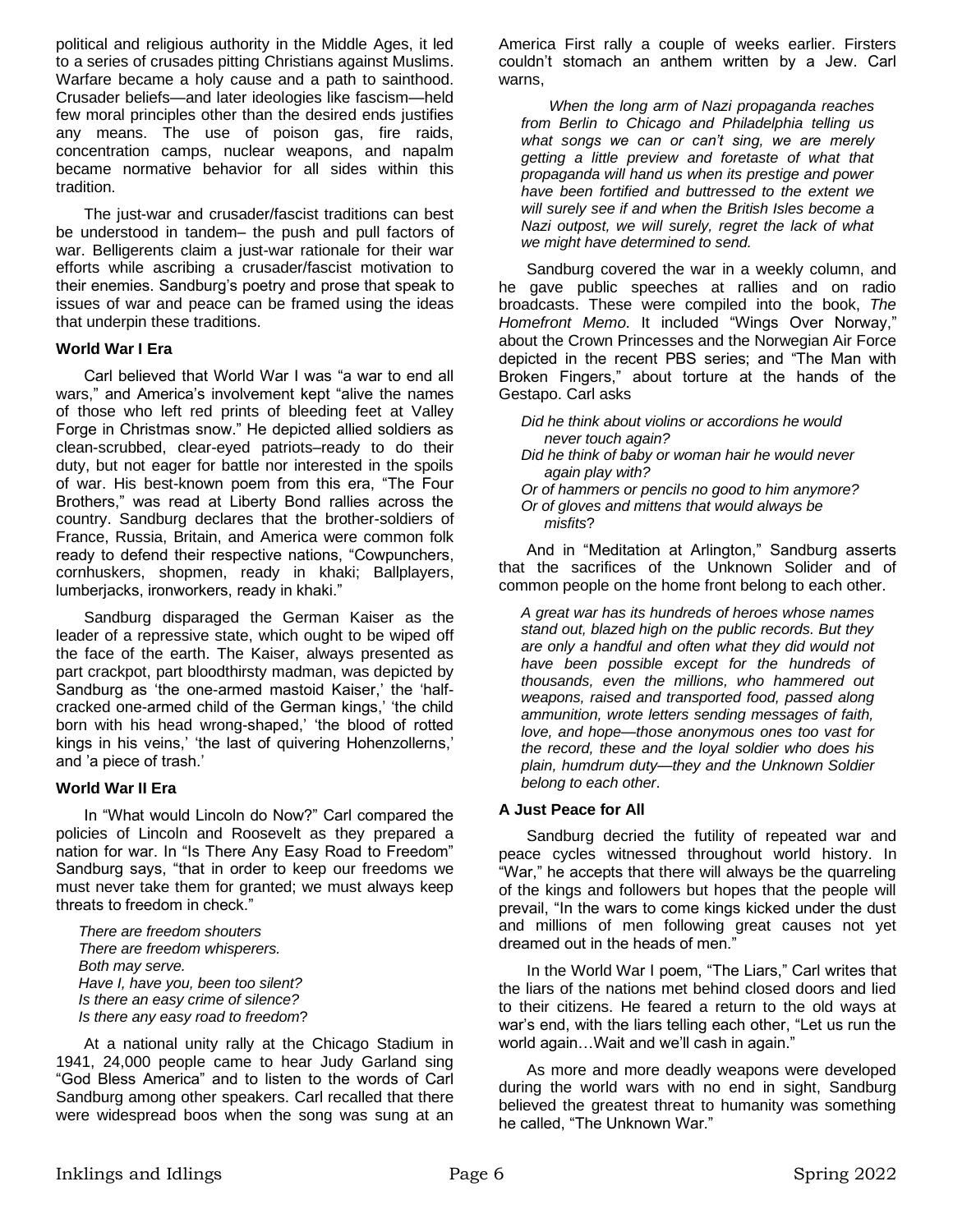political and religious authority in the Middle Ages, it led to a series of crusades pitting Christians against Muslims. Warfare became a holy cause and a path to sainthood. Crusader beliefs—and later ideologies like fascism—held few moral principles other than the desired ends justifies any means. The use of poison gas, fire raids, concentration camps, nuclear weapons, and napalm became normative behavior for all sides within this tradition.

The just-war and crusader/fascist traditions can best be understood in tandem– the push and pull factors of war. Belligerents claim a just-war rationale for their war efforts while ascribing a crusader/fascist motivation to their enemies. Sandburg's poetry and prose that speak to issues of war and peace can be framed using the ideas that underpin these traditions.

**World War I Era**

Carl believed that World War I was "a war to end all wars," and America's involvement kept "alive the names of those who left red prints of bleeding feet at Valley Forge in Christmas snow." He depicted allied soldiers as clean-scrubbed, clear-eyed patriots–ready to do their duty, but not eager for battle nor interested in the spoils of war. His best-known poem from this era, "The Four Brothers," was read at Liberty Bond rallies across the country. Sandburg declares that the brother-soldiers of France, Russia, Britain, and America were common folk ready to defend their respective nations, "Cowpunchers, cornhuskers, shopmen, ready in khaki; Ballplayers, lumberjacks, ironworkers, ready in khaki."

Sandburg disparaged the German Kaiser as the leader of a repressive state, which ought to be wiped off the face of the earth. The Kaiser, always presented as part crackpot, part bloodthirsty madman, was depicted by Sandburg as 'the one-armed mastoid Kaiser,' the 'half-cracked one-armed child of the German kings,' 'the child born with his head wrong-shaped,' 'the blood of rotted kings in his veins,' 'the last of quivering Hohenzollerns,' and 'a piece of trash.'

**World War II Era**

In "What would Lincoln do Now?" Carl compared the policies of Lincoln and Roosevelt as they prepared a nation for war. In "Is There Any Easy Road to Freedom" Sandburg says, "that in order to keep our freedoms we must never take them for granted; we must always keep threats to freedom in check."

*There are freedom shouters*
*There are freedom whisperers.*
*Both may serve.*
*Have I, have you, been too silent?*
*Is there an easy crime of silence?*
*Is there any easy road to freedom*?

At a national unity rally at the Chicago Stadium in 1941, 24,000 people came to hear Judy Garland sing "God Bless America" and to listen to the words of Carl Sandburg among other speakers. Carl recalled that there were widespread boos when the song was sung at an America First rally a couple of weeks earlier. Firsters couldn't stomach an anthem written by a Jew. Carl warns,

*When the long arm of Nazi propaganda reaches from Berlin to Chicago and Philadelphia telling us what songs we can or can't sing, we are merely getting a little preview and foretaste of what that propaganda will hand us when its prestige and power have been fortified and buttressed to the extent we will surely see if and when the British Isles become a Nazi outpost, we will surely, regret the lack of what we might have determined to send.*

Sandburg covered the war in a weekly column, and he gave public speeches at rallies and on radio broadcasts. These were compiled into the book, *The Homefront Memo*. It included "Wings Over Norway," about the Crown Princesses and the Norwegian Air Force depicted in the recent PBS series; and "The Man with Broken Fingers," about torture at the hands of the Gestapo. Carl asks

*Did he think about violins or accordions he would never touch again?*
*Did he think of baby or woman hair he would never again play with?*
*Or of hammers or pencils no good to him anymore?*
*Or of gloves and mittens that would always be misfits*?

And in "Meditation at Arlington," Sandburg asserts that the sacrifices of the Unknown Solider and of common people on the home front belong to each other.

*A great war has its hundreds of heroes whose names stand out, blazed high on the public records. But they are only a handful and often what they did would not have been possible except for the hundreds of thousands, even the millions, who hammered out weapons, raised and transported food, passed along ammunition, wrote letters sending messages of faith, love, and hope—those anonymous ones too vast for the record, these and the loyal soldier who does his plain, humdrum duty—they and the Unknown Soldier belong to each other*.

**A Just Peace for All**

Sandburg decried the futility of repeated war and peace cycles witnessed throughout world history. In "War," he accepts that there will always be the quarreling of the kings and followers but hopes that the people will prevail, "In the wars to come kings kicked under the dust and millions of men following great causes not yet dreamed out in the heads of men."

In the World War I poem, "The Liars," Carl writes that the liars of the nations met behind closed doors and lied to their citizens. He feared a return to the old ways at war's end, with the liars telling each other, "Let us run the world again…Wait and we'll cash in again."

As more and more deadly weapons were developed during the world wars with no end in sight, Sandburg believed the greatest threat to humanity was something he called, "The Unknown War."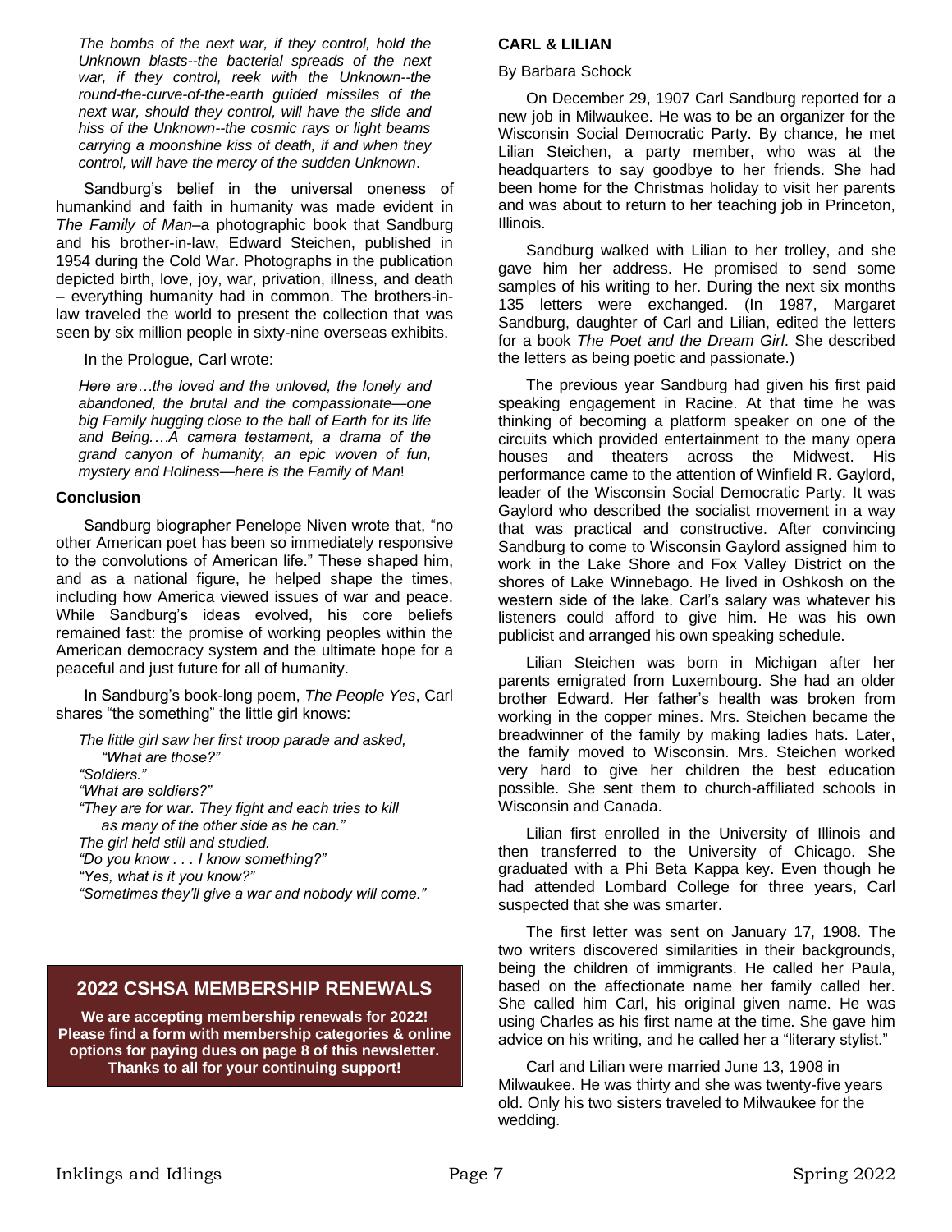*The bombs of the next war, if they control, hold the Unknown blasts--the bacterial spreads of the next war, if they control, reek with the Unknown--the round-the-curve-of-the-earth guided missiles of the next war, should they control, will have the slide and hiss of the Unknown--the cosmic rays or light beams carrying a moonshine kiss of death, if and when they control, will have the mercy of the sudden Unknown*.

Sandburg's belief in the universal oneness of humankind and faith in humanity was made evident in *The Family of Man*–a photographic book that Sandburg and his brother-in-law, Edward Steichen, published in 1954 during the Cold War. Photographs in the publication depicted birth, love, joy, war, privation, illness, and death – everything humanity had in common. The brothers-in-law traveled the world to present the collection that was seen by six million people in sixty-nine overseas exhibits.

In the Prologue, Carl wrote:

*Here are…the loved and the unloved, the lonely and abandoned, the brutal and the compassionate—one big Family hugging close to the ball of Earth for its life and Being.…A camera testament, a drama of the grand canyon of humanity, an epic woven of fun, mystery and Holiness—here is the Family of Man*!

### Conclusion

Sandburg biographer Penelope Niven wrote that, "no other American poet has been so immediately responsive to the convolutions of American life." These shaped him, and as a national figure, he helped shape the times, including how America viewed issues of war and peace. While Sandburg's ideas evolved, his core beliefs remained fast: the promise of working peoples within the American democracy system and the ultimate hope for a peaceful and just future for all of humanity.

In Sandburg's book-long poem, *The People Yes*, Carl shares "the something" the little girl knows:

*The little girl saw her first troop parade and asked,*
*"What are those?"*
*"Soldiers."*
*"What are soldiers?"*
*"They are for war. They fight and each tries to kill*
*as many of the other side as he can."*
*The girl held still and studied.*
*"Do you know . . . I know something?"*
*"Yes, what is it you know?"*
*"Sometimes they'll give a war and nobody will come."*

## 2022 CSHSA MEMBERSHIP RENEWALS

**We are accepting membership renewals for 2022! Please find a form with membership categories & online options for paying dues on page 8 of this newsletter. Thanks to all for your continuing support!**

### CARL & LILIAN

By Barbara Schock

On December 29, 1907 Carl Sandburg reported for a new job in Milwaukee. He was to be an organizer for the Wisconsin Social Democratic Party. By chance, he met Lilian Steichen, a party member, who was at the headquarters to say goodbye to her friends. She had been home for the Christmas holiday to visit her parents and was about to return to her teaching job in Princeton, Illinois.

Sandburg walked with Lilian to her trolley, and she gave him her address. He promised to send some samples of his writing to her. During the next six months 135 letters were exchanged. (In 1987, Margaret Sandburg, daughter of Carl and Lilian, edited the letters for a book *The Poet and the Dream Girl*. She described the letters as being poetic and passionate.)

The previous year Sandburg had given his first paid speaking engagement in Racine. At that time he was thinking of becoming a platform speaker on one of the circuits which provided entertainment to the many opera houses and theaters across the Midwest. His performance came to the attention of Winfield R. Gaylord, leader of the Wisconsin Social Democratic Party. It was Gaylord who described the socialist movement in a way that was practical and constructive. After convincing Sandburg to come to Wisconsin Gaylord assigned him to work in the Lake Shore and Fox Valley District on the shores of Lake Winnebago. He lived in Oshkosh on the western side of the lake. Carl's salary was whatever his listeners could afford to give him. He was his own publicist and arranged his own speaking schedule.

Lilian Steichen was born in Michigan after her parents emigrated from Luxembourg. She had an older brother Edward. Her father's health was broken from working in the copper mines. Mrs. Steichen became the breadwinner of the family by making ladies hats. Later, the family moved to Wisconsin. Mrs. Steichen worked very hard to give her children the best education possible. She sent them to church-affiliated schools in Wisconsin and Canada.

Lilian first enrolled in the University of Illinois and then transferred to the University of Chicago. She graduated with a Phi Beta Kappa key. Even though he had attended Lombard College for three years, Carl suspected that she was smarter.

The first letter was sent on January 17, 1908. The two writers discovered similarities in their backgrounds, being the children of immigrants. He called her Paula, based on the affectionate name her family called her. She called him Carl, his original given name. He was using Charles as his first name at the time. She gave him advice on his writing, and he called her a "literary stylist."

Carl and Lilian were married June 13, 1908 in Milwaukee. He was thirty and she was twenty-five years old. Only his two sisters traveled to Milwaukee for the wedding.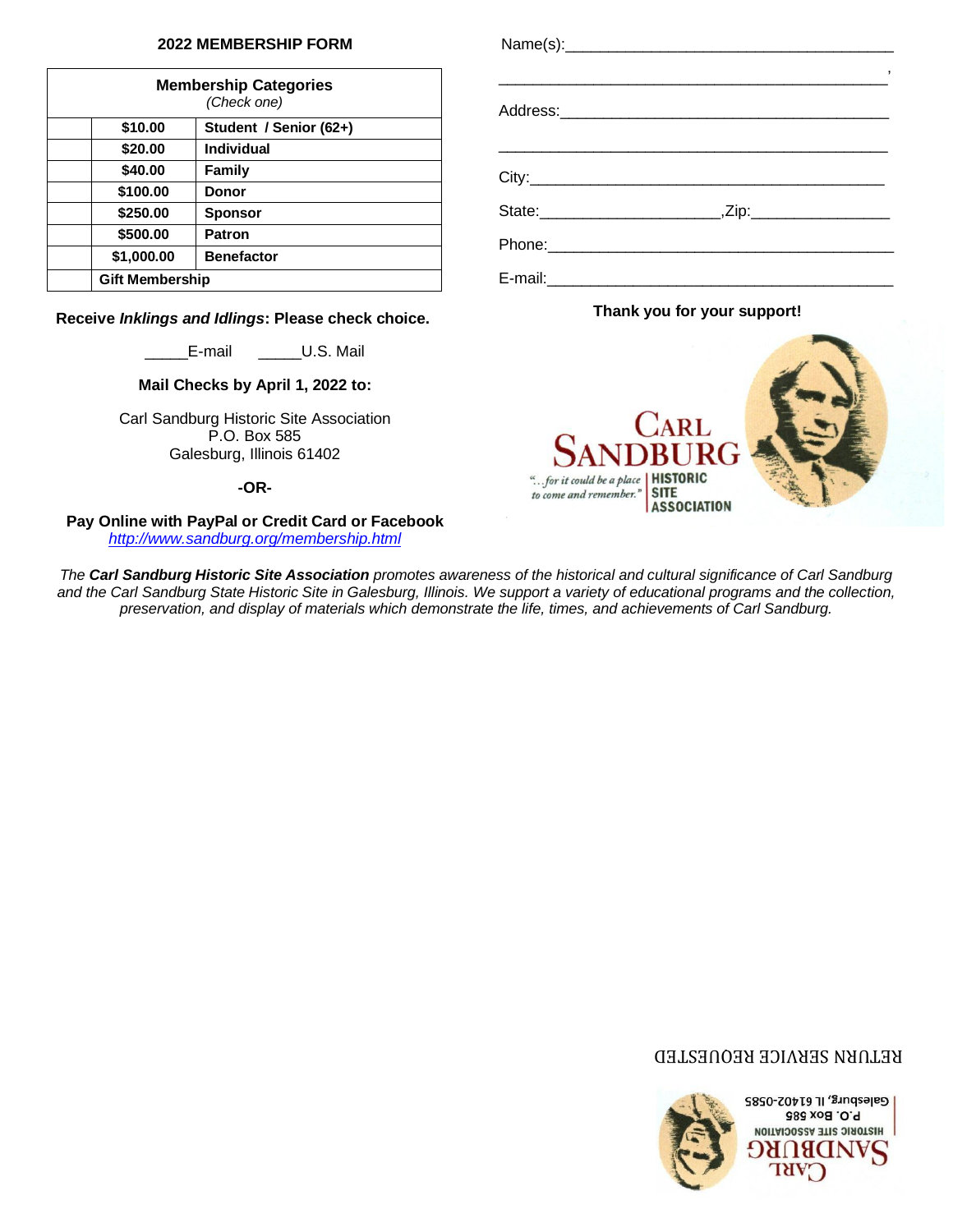**2022 MEMBERSHIP FORM**

| | | |
|---|---|---|
| | **Membership Categories** *(Check one)* | |
| | **$10.00** | **Student / Senior (62+)** |
| | **$20.00** | **Individual** |
| | **$40.00** | **Family** |
| | **$100.00** | **Donor** |
| | **$250.00** | **Sponsor** |
| | **$500.00** | **Patron** |
| | **$1,000.00** | **Benefactor** |
| | **Gift Membership** | |

**Receive *Inklings and Idlings*: Please check choice.**

_____E-mail     _____U.S. Mail

**Mail Checks by April 1, 2022 to:**

Carl Sandburg Historic Site Association
P.O. Box 585
Galesburg, Illinois 61402

**-OR-**

**Pay Online with PayPal or Credit Card or Facebook**
*http://www.sandburg.org/membership.html*

Name(s):________________________________________

________________________________________________,

Address:________________________________________

________________________________________________

City:___________________________________________

State:____________________,Zip:________________

Phone:__________________________________________

E-mail:_________________________________________

**Thank you for your support!**

CARL SANDBURG
"...for it could be a place to come and remember."
HISTORIC SITE ASSOCIATION

*The **Carl Sandburg Historic Site Association** promotes awareness of the historical and cultural significance of Carl Sandburg and the Carl Sandburg State Historic Site in Galesburg, Illinois. We support a variety of educational programs and the collection, preservation, and display of materials which demonstrate the life, times, and achievements of Carl Sandburg.*

RETURN SERVICE REQUESTED

CARL SANDBURG
HISTORIC SITE ASSOCIATION
P.O. Box 585
Galesburg, IL 61402-0585